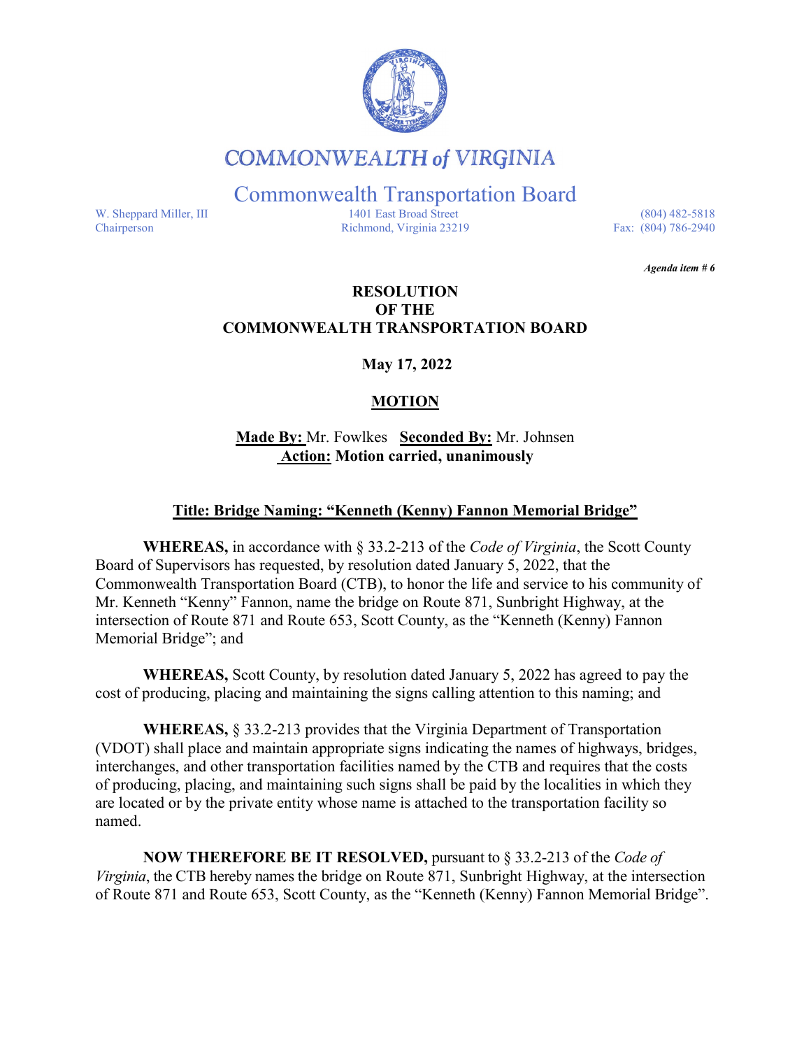# COMMONWEALTH of VIRGINIA

## Commonwealth Transportation Board

W. Sheppard Miller, III
Chairperson

1401 East Broad Street
Richmond, Virginia 23219

(804) 482-5818
Fax: (804) 786-2940

***Agenda item # 6***

**RESOLUTION**
**OF THE**
**COMMONWEALTH TRANSPORTATION BOARD**

**May 17, 2022**

**MOTION**

**Made By:** Mr. Fowlkes **Seconded By:** Mr. Johnsen
**Action: Motion carried, unanimously**

**Title: Bridge Naming: "Kenneth (Kenny) Fannon Memorial Bridge"**

**WHEREAS,** in accordance with § 33.2-213 of the *Code of Virginia*, the Scott County Board of Supervisors has requested, by resolution dated January 5, 2022, that the Commonwealth Transportation Board (CTB), to honor the life and service to his community of Mr. Kenneth "Kenny" Fannon, name the bridge on Route 871, Sunbright Highway, at the intersection of Route 871 and Route 653, Scott County, as the "Kenneth (Kenny) Fannon Memorial Bridge"; and

**WHEREAS,** Scott County, by resolution dated January 5, 2022 has agreed to pay the cost of producing, placing and maintaining the signs calling attention to this naming; and

**WHEREAS,** § 33.2-213 provides that the Virginia Department of Transportation (VDOT) shall place and maintain appropriate signs indicating the names of highways, bridges, interchanges, and other transportation facilities named by the CTB and requires that the costs of producing, placing, and maintaining such signs shall be paid by the localities in which they are located or by the private entity whose name is attached to the transportation facility so named.

**NOW THEREFORE BE IT RESOLVED,** pursuant to § 33.2-213 of the *Code of Virginia*, the CTB hereby names the bridge on Route 871, Sunbright Highway, at the intersection of Route 871 and Route 653, Scott County, as the "Kenneth (Kenny) Fannon Memorial Bridge".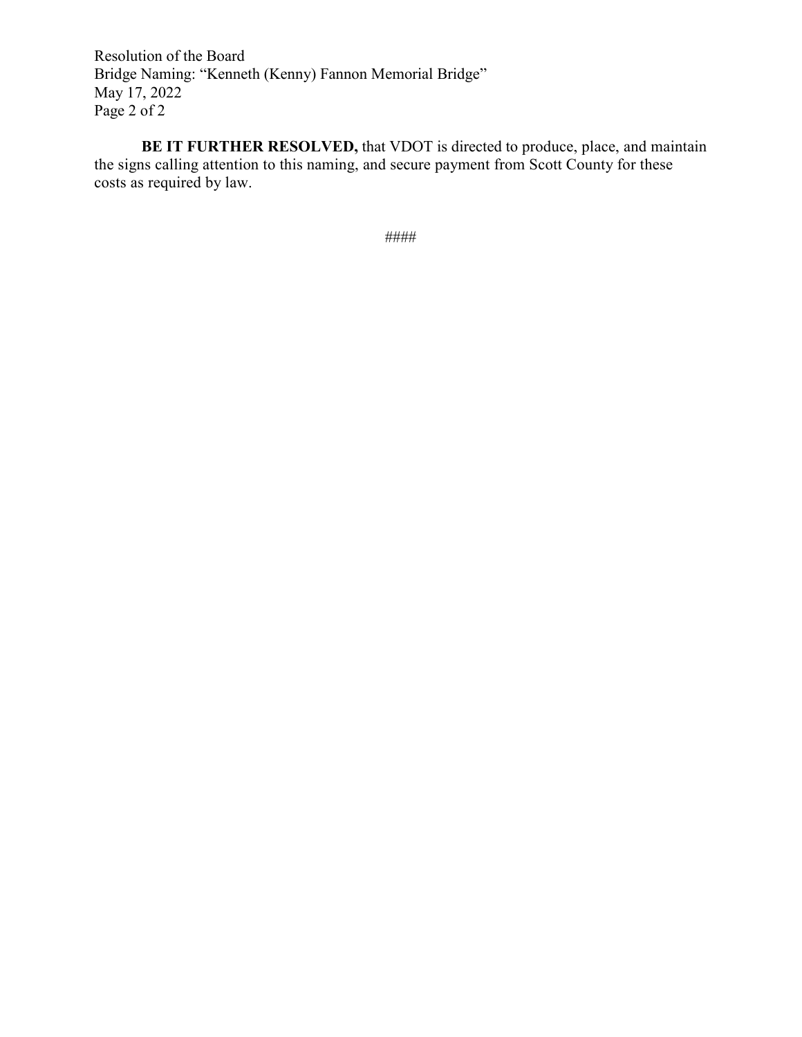**BE IT FURTHER RESOLVED,** that VDOT is directed to produce, place, and maintain the signs calling attention to this naming, and secure payment from Scott County for these costs as required by law.

####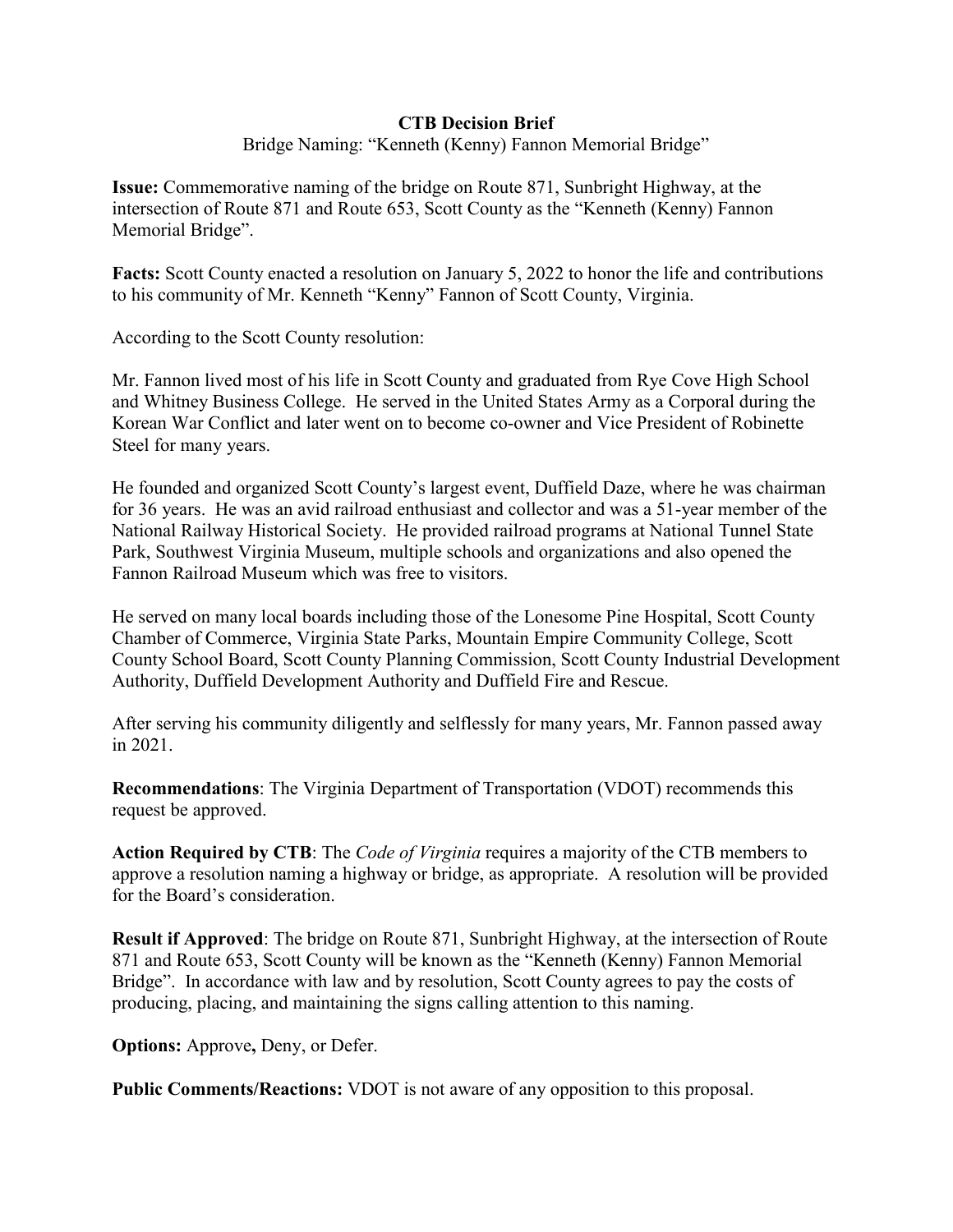**CTB Decision Brief**

Bridge Naming: "Kenneth (Kenny) Fannon Memorial Bridge"

**Issue:** Commemorative naming of the bridge on Route 871, Sunbright Highway, at the intersection of Route 871 and Route 653, Scott County as the "Kenneth (Kenny) Fannon Memorial Bridge".

**Facts:** Scott County enacted a resolution on January 5, 2022 to honor the life and contributions to his community of Mr. Kenneth "Kenny" Fannon of Scott County, Virginia.

According to the Scott County resolution:

Mr. Fannon lived most of his life in Scott County and graduated from Rye Cove High School and Whitney Business College. He served in the United States Army as a Corporal during the Korean War Conflict and later went on to become co-owner and Vice President of Robinette Steel for many years.

He founded and organized Scott County's largest event, Duffield Daze, where he was chairman for 36 years. He was an avid railroad enthusiast and collector and was a 51-year member of the National Railway Historical Society. He provided railroad programs at National Tunnel State Park, Southwest Virginia Museum, multiple schools and organizations and also opened the Fannon Railroad Museum which was free to visitors.

He served on many local boards including those of the Lonesome Pine Hospital, Scott County Chamber of Commerce, Virginia State Parks, Mountain Empire Community College, Scott County School Board, Scott County Planning Commission, Scott County Industrial Development Authority, Duffield Development Authority and Duffield Fire and Rescue.

After serving his community diligently and selflessly for many years, Mr. Fannon passed away in 2021.

**Recommendations**: The Virginia Department of Transportation (VDOT) recommends this request be approved.

**Action Required by CTB**: The *Code of Virginia* requires a majority of the CTB members to approve a resolution naming a highway or bridge, as appropriate. A resolution will be provided for the Board's consideration.

**Result if Approved**: The bridge on Route 871, Sunbright Highway, at the intersection of Route 871 and Route 653, Scott County will be known as the "Kenneth (Kenny) Fannon Memorial Bridge". In accordance with law and by resolution, Scott County agrees to pay the costs of producing, placing, and maintaining the signs calling attention to this naming.

**Options:** Approve**,** Deny, or Defer.

**Public Comments/Reactions:** VDOT is not aware of any opposition to this proposal.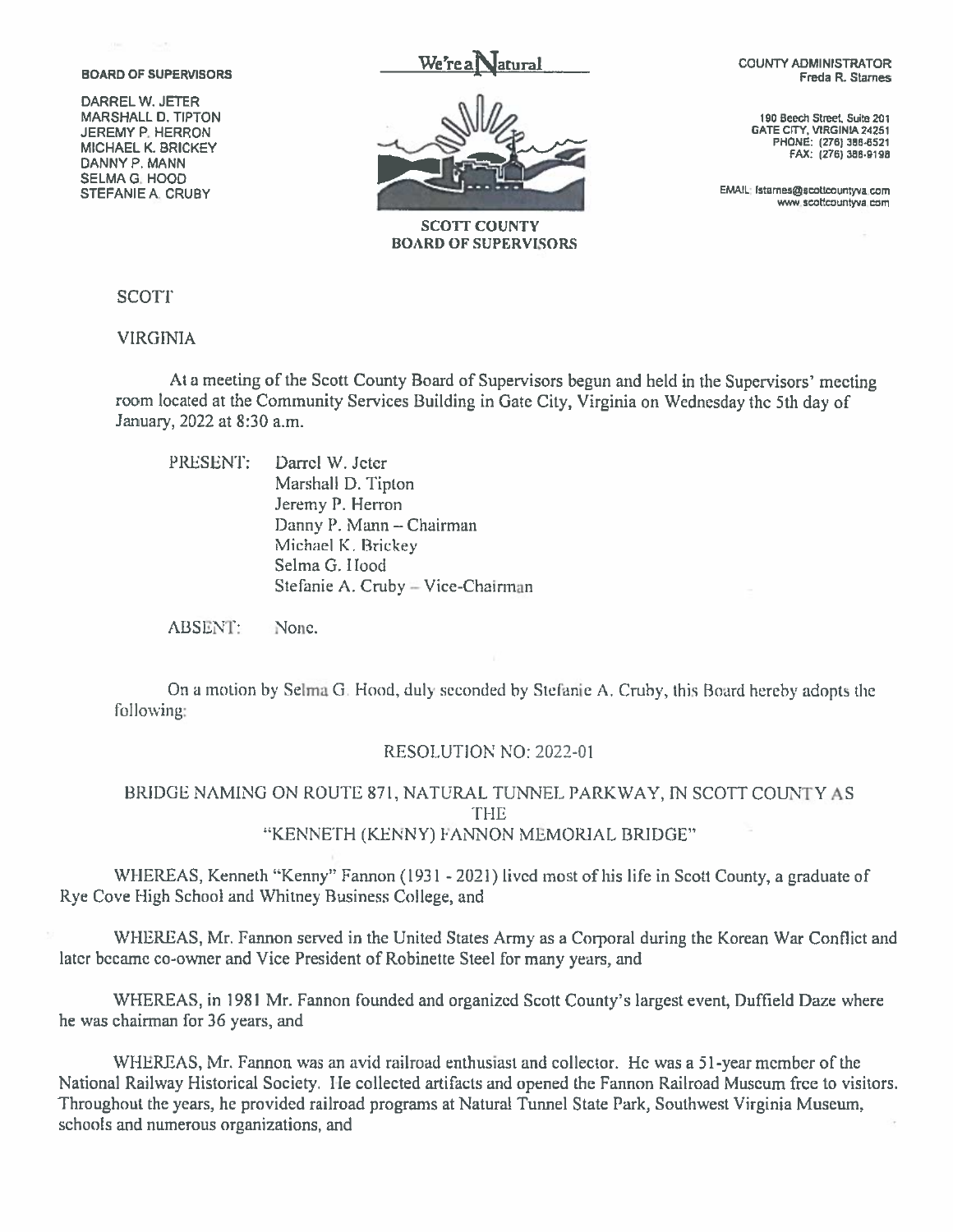**BOARD OF SUPERVISORS**

DARREL W. JETER
MARSHALL D. TIPTON
JEREMY P. HERRON
MICHAEL K. BRICKEY
DANNY P. MANN
SELMA G. HOOD
STEFANIE A. CRUBY

We're a Natural

**SCOTT COUNTY BOARD OF SUPERVISORS**

COUNTY ADMINISTRATOR
Freda R. Starnes

190 Beech Street, Suite 201
GATE CITY, VIRGINIA 24251
PHONE: (276) 386-6521
FAX: (276) 386-9198

EMAIL: fstarnes@scottcountyva.com
www.scottcountyva.com

SCOTT

VIRGINIA

At a meeting of the Scott County Board of Supervisors begun and held in the Supervisors' meeting room located at the Community Services Building in Gate City, Virginia on Wednesday the 5th day of January, 2022 at 8:30 a.m.

PRESENT: Darrel W. Jeter
Marshall D. Tipton
Jeremy P. Herron
Danny P. Mann – Chairman
Michael K. Brickey
Selma G. Hood
Stefanie A. Cruby – Vice-Chairman

ABSENT: None.

On a motion by Selma G. Hood, duly seconded by Stefanie A. Cruby, this Board hereby adopts the following:

RESOLUTION NO: 2022-01

BRIDGE NAMING ON ROUTE 871, NATURAL TUNNEL PARKWAY, IN SCOTT COUNTY AS THE "KENNETH (KENNY) FANNON MEMORIAL BRIDGE"

WHEREAS, Kenneth "Kenny" Fannon (1931 - 2021) lived most of his life in Scott County, a graduate of Rye Cove High School and Whitney Business College, and

WHEREAS, Mr. Fannon served in the United States Army as a Corporal during the Korean War Conflict and later became co-owner and Vice President of Robinette Steel for many years, and

WHEREAS, in 1981 Mr. Fannon founded and organized Scott County's largest event, Duffield Daze where he was chairman for 36 years, and

WHEREAS, Mr. Fannon was an avid railroad enthusiast and collector. He was a 51-year member of the National Railway Historical Society. He collected artifacts and opened the Fannon Railroad Museum free to visitors. Throughout the years, he provided railroad programs at Natural Tunnel State Park, Southwest Virginia Museum, schools and numerous organizations, and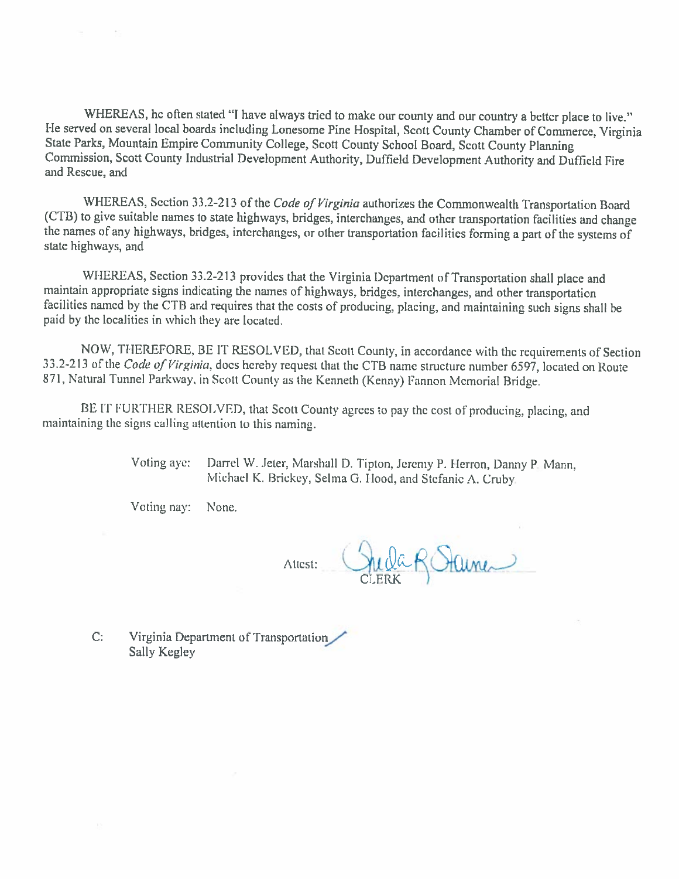WHEREAS, he often stated "I have always tried to make our county and our country a better place to live." He served on several local boards including Lonesome Pine Hospital, Scott County Chamber of Commerce, Virginia State Parks, Mountain Empire Community College, Scott County School Board, Scott County Planning Commission, Scott County Industrial Development Authority, Duffield Development Authority and Duffield Fire and Rescue, and

WHEREAS, Section 33.2-213 of the *Code of Virginia* authorizes the Commonwealth Transportation Board (CTB) to give suitable names to state highways, bridges, interchanges, and other transportation facilities and change the names of any highways, bridges, interchanges, or other transportation facilities forming a part of the systems of state highways, and

WHEREAS, Section 33.2-213 provides that the Virginia Department of Transportation shall place and maintain appropriate signs indicating the names of highways, bridges, interchanges, and other transportation facilities named by the CTB and requires that the costs of producing, placing, and maintaining such signs shall be paid by the localities in which they are located.

NOW, THEREFORE, BE IT RESOLVED, that Scott County, in accordance with the requirements of Section 33.2-213 of the *Code of Virginia*, does hereby request that the CTB name structure number 6597, located on Route 871, Natural Tunnel Parkway, in Scott County as the Kenneth (Kenny) Fannon Memorial Bridge.

BE IT FURTHER RESOLVED, that Scott County agrees to pay the cost of producing, placing, and maintaining the signs calling attention to this naming.

Voting aye: Darrel W. Jeter, Marshall D. Tipton, Jeremy P. Herron, Danny P. Mann, Michael K. Brickey, Selma G. Hood, and Stefanie A. Cruby.

Voting nay: None.

Attest: Sheila R Stone
CLERK

C: Virginia Department of Transportation
Sally Kegley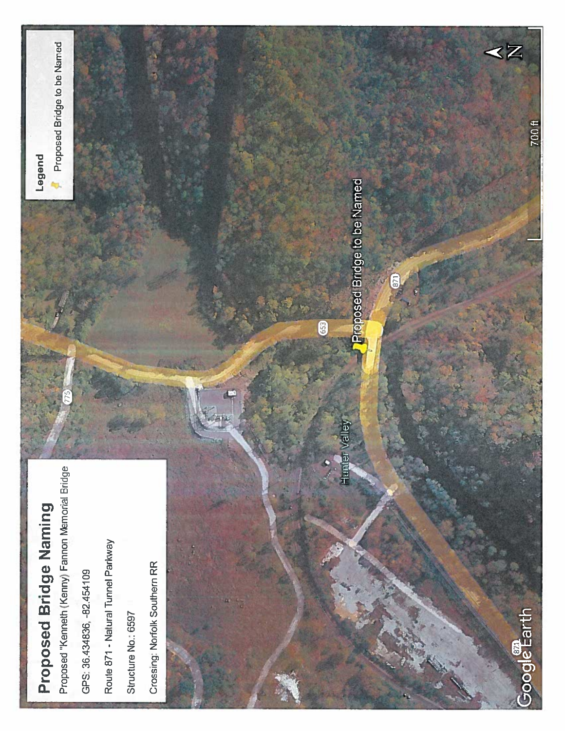## Proposed Bridge Naming

Proposed "Kenneth (Kenny) Fannon Memorial Bridge

GPS: 36.434836, -82.454109

Route 871 - Natural Tunnel Parkway

Structure No.: 6597

Crossing: Norfolk Southern RR

**Legend**

Proposed Bridge to be Named

Proposed Bridge to be Named

Hunter Valley

775

653

871

871

700 ft

N

Google Earth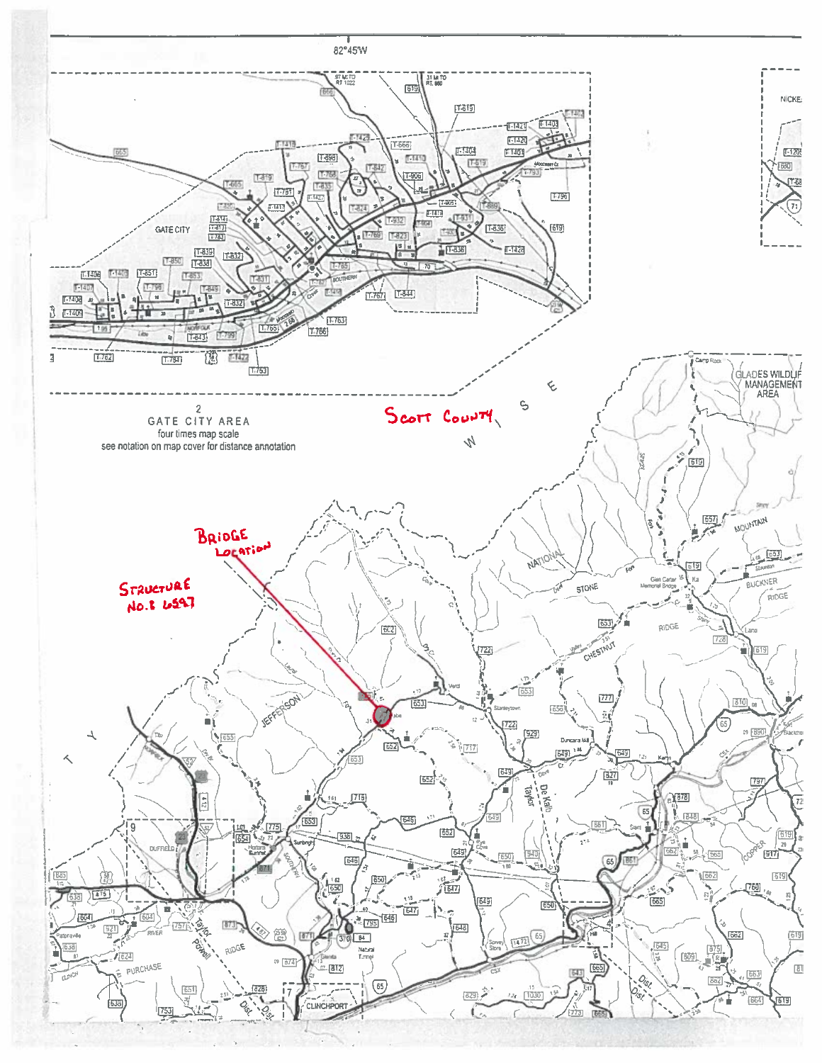82°45'W

2
GATE CITY AREA
four times map scale
see notation on map cover for distance annotation

SCOTT COUNTY

BRIDGE LOCATION

STRUCTURE NO.: 6597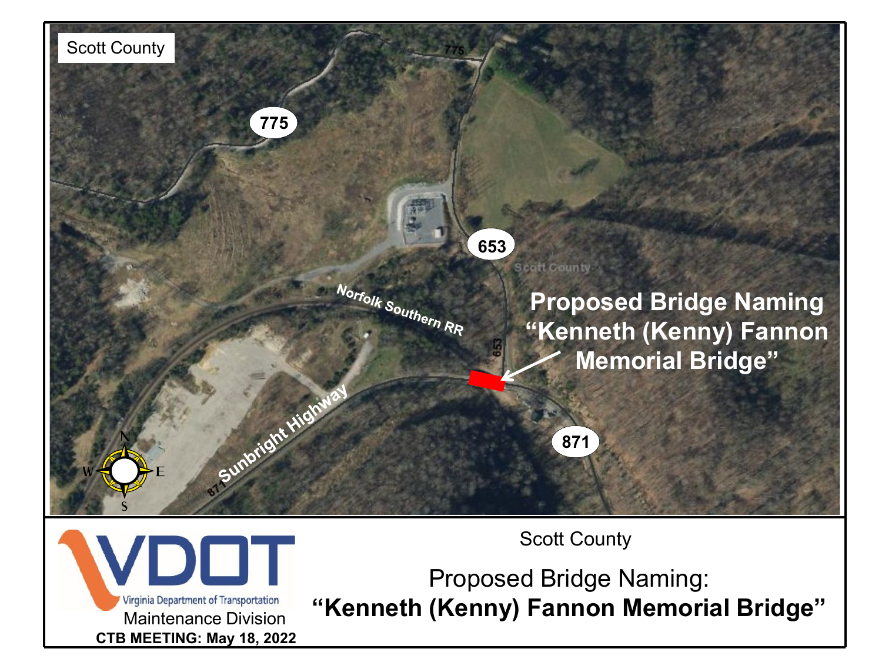Scott County

775

653

Scott County

Norfolk Southern RR

653

Proposed Bridge Naming
"Kenneth (Kenny) Fannon Memorial Bridge"

Sunbright Highway

871

871

N
W E
S

VDOT
Virginia Department of Transportation
Maintenance Division
**CTB MEETING: May 18, 2022**

Scott County

Proposed Bridge Naming:
**"Kenneth (Kenny) Fannon Memorial Bridge"**